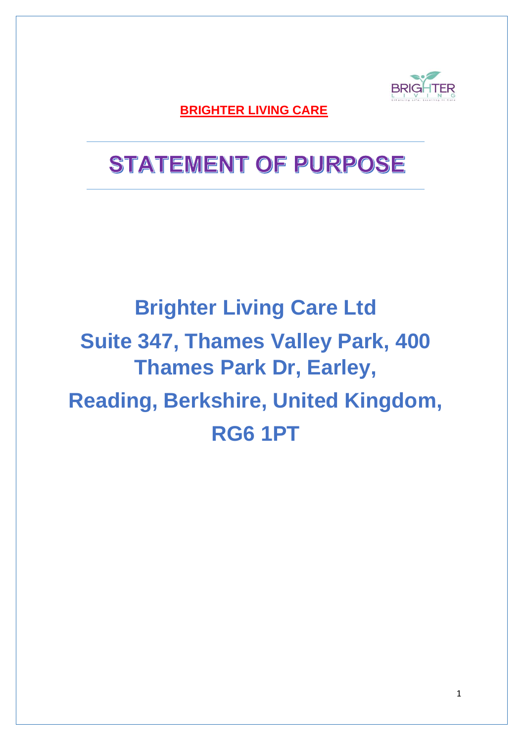**BRIGHTER LIVING CARE**

# STATEMENT OF PURPOSE

## Brighter Living Care Ltd

## Suite 347, Thames Valley Park, 400 Thames Park Dr, Earley,

## Reading, Berkshire, United Kingdom,

## RG6 1PT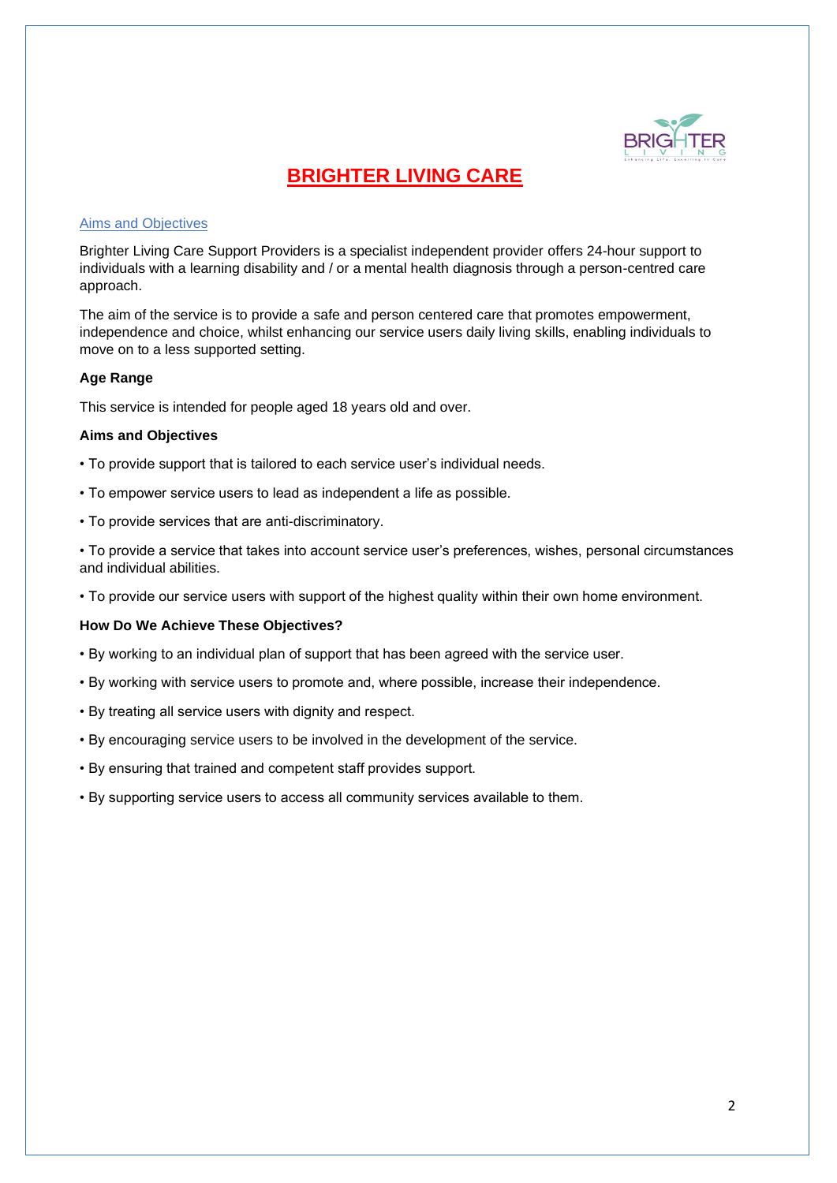# BRIGHTER LIVING CARE

## Aims and Objectives

Brighter Living Care Support Providers is a specialist independent provider offers 24-hour support to individuals with a learning disability and / or a mental health diagnosis through a person-centred care approach.

The aim of the service is to provide a safe and person centered care that promotes empowerment, independence and choice, whilst enhancing our service users daily living skills, enabling individuals to move on to a less supported setting.

**Age Range**

This service is intended for people aged 18 years old and over.

**Aims and Objectives**

- To provide support that is tailored to each service user's individual needs.
- To empower service users to lead as independent a life as possible.
- To provide services that are anti-discriminatory.
- To provide a service that takes into account service user's preferences, wishes, personal circumstances and individual abilities.
- To provide our service users with support of the highest quality within their own home environment.

**How Do We Achieve These Objectives?**

- By working to an individual plan of support that has been agreed with the service user.
- By working with service users to promote and, where possible, increase their independence.
- By treating all service users with dignity and respect.
- By encouraging service users to be involved in the development of the service.
- By ensuring that trained and competent staff provides support.
- By supporting service users to access all community services available to them.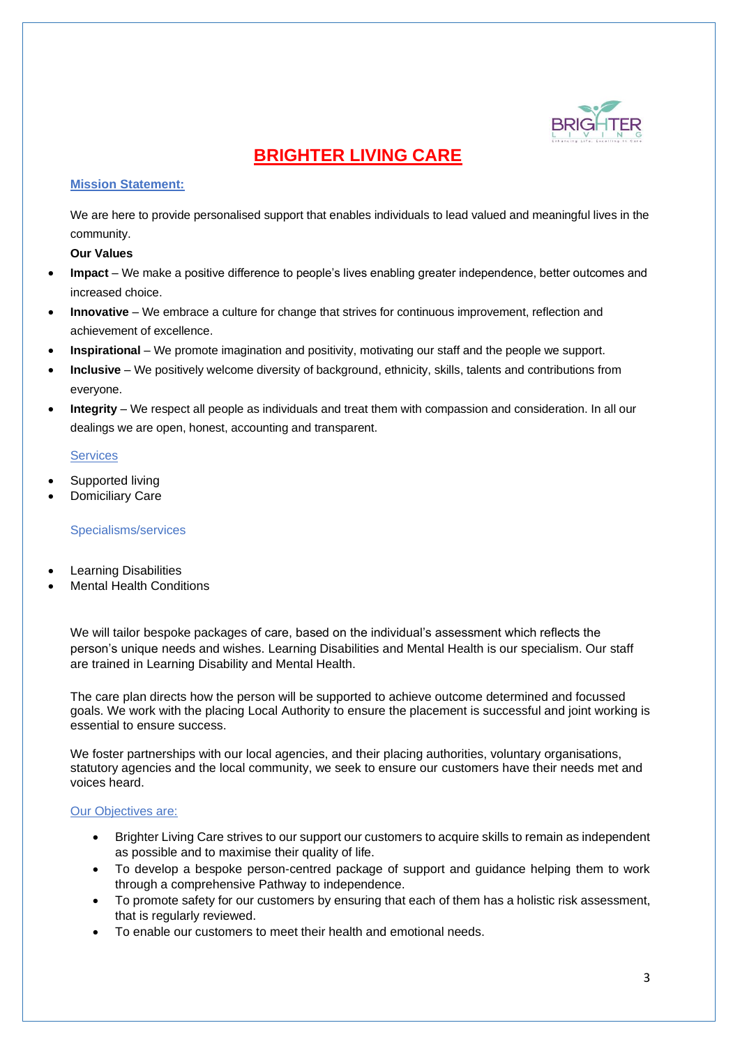# BRIGHTER LIVING CARE

**Mission Statement:**

We are here to provide personalised support that enables individuals to lead valued and meaningful lives in the community.

**Our Values**

- **Impact** – We make a positive difference to people's lives enabling greater independence, better outcomes and increased choice.
- **Innovative** – We embrace a culture for change that strives for continuous improvement, reflection and achievement of excellence.
- **Inspirational** – We promote imagination and positivity, motivating our staff and the people we support.
- **Inclusive** – We positively welcome diversity of background, ethnicity, skills, talents and contributions from everyone.
- **Integrity** – We respect all people as individuals and treat them with compassion and consideration. In all our dealings we are open, honest, accounting and transparent.

Services

- Supported living
- Domiciliary Care

Specialisms/services

- Learning Disabilities
- Mental Health Conditions

We will tailor bespoke packages of care, based on the individual's assessment which reflects the person's unique needs and wishes. Learning Disabilities and Mental Health is our specialism. Our staff are trained in Learning Disability and Mental Health.

The care plan directs how the person will be supported to achieve outcome determined and focussed goals. We work with the placing Local Authority to ensure the placement is successful and joint working is essential to ensure success.

We foster partnerships with our local agencies, and their placing authorities, voluntary organisations, statutory agencies and the local community, we seek to ensure our customers have their needs met and voices heard.

Our Objectives are:

- Brighter Living Care strives to our support our customers to acquire skills to remain as independent as possible and to maximise their quality of life.
- To develop a bespoke person-centred package of support and guidance helping them to work through a comprehensive Pathway to independence.
- To promote safety for our customers by ensuring that each of them has a holistic risk assessment, that is regularly reviewed.
- To enable our customers to meet their health and emotional needs.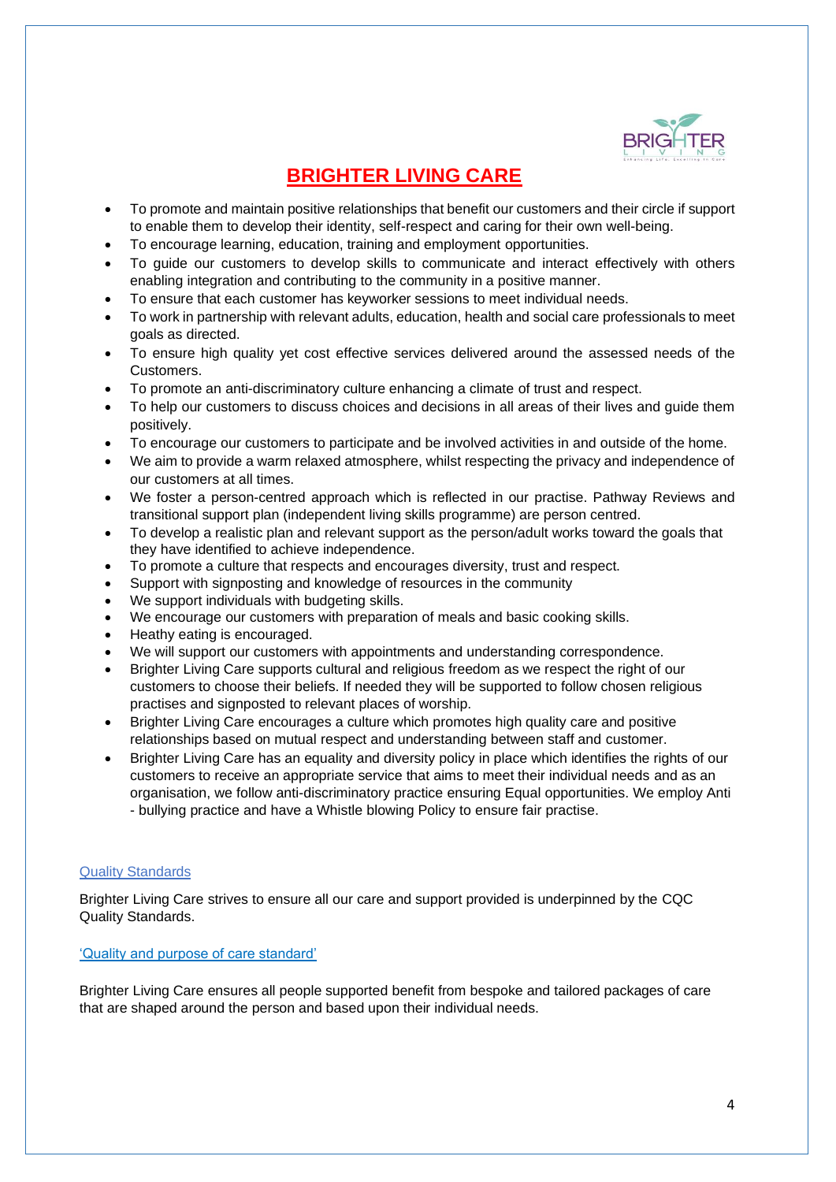# BRIGHTER LIVING CARE

- To promote and maintain positive relationships that benefit our customers and their circle if support to enable them to develop their identity, self-respect and caring for their own well-being.
- To encourage learning, education, training and employment opportunities.
- To guide our customers to develop skills to communicate and interact effectively with others enabling integration and contributing to the community in a positive manner.
- To ensure that each customer has keyworker sessions to meet individual needs.
- To work in partnership with relevant adults, education, health and social care professionals to meet goals as directed.
- To ensure high quality yet cost effective services delivered around the assessed needs of the Customers.
- To promote an anti-discriminatory culture enhancing a climate of trust and respect.
- To help our customers to discuss choices and decisions in all areas of their lives and guide them positively.
- To encourage our customers to participate and be involved activities in and outside of the home.
- We aim to provide a warm relaxed atmosphere, whilst respecting the privacy and independence of our customers at all times.
- We foster a person-centred approach which is reflected in our practise. Pathway Reviews and transitional support plan (independent living skills programme) are person centred.
- To develop a realistic plan and relevant support as the person/adult works toward the goals that they have identified to achieve independence.
- To promote a culture that respects and encourages diversity, trust and respect.
- Support with signposting and knowledge of resources in the community
- We support individuals with budgeting skills.
- We encourage our customers with preparation of meals and basic cooking skills.
- Heathy eating is encouraged.
- We will support our customers with appointments and understanding correspondence.
- Brighter Living Care supports cultural and religious freedom as we respect the right of our customers to choose their beliefs. If needed they will be supported to follow chosen religious practises and signposted to relevant places of worship.
- Brighter Living Care encourages a culture which promotes high quality care and positive relationships based on mutual respect and understanding between staff and customer.
- Brighter Living Care has an equality and diversity policy in place which identifies the rights of our customers to receive an appropriate service that aims to meet their individual needs and as an organisation, we follow anti-discriminatory practice ensuring Equal opportunities. We employ Anti - bullying practice and have a Whistle blowing Policy to ensure fair practise.

## Quality Standards

Brighter Living Care strives to ensure all our care and support provided is underpinned by the CQC Quality Standards.

### 'Quality and purpose of care standard'

Brighter Living Care ensures all people supported benefit from bespoke and tailored packages of care that are shaped around the person and based upon their individual needs.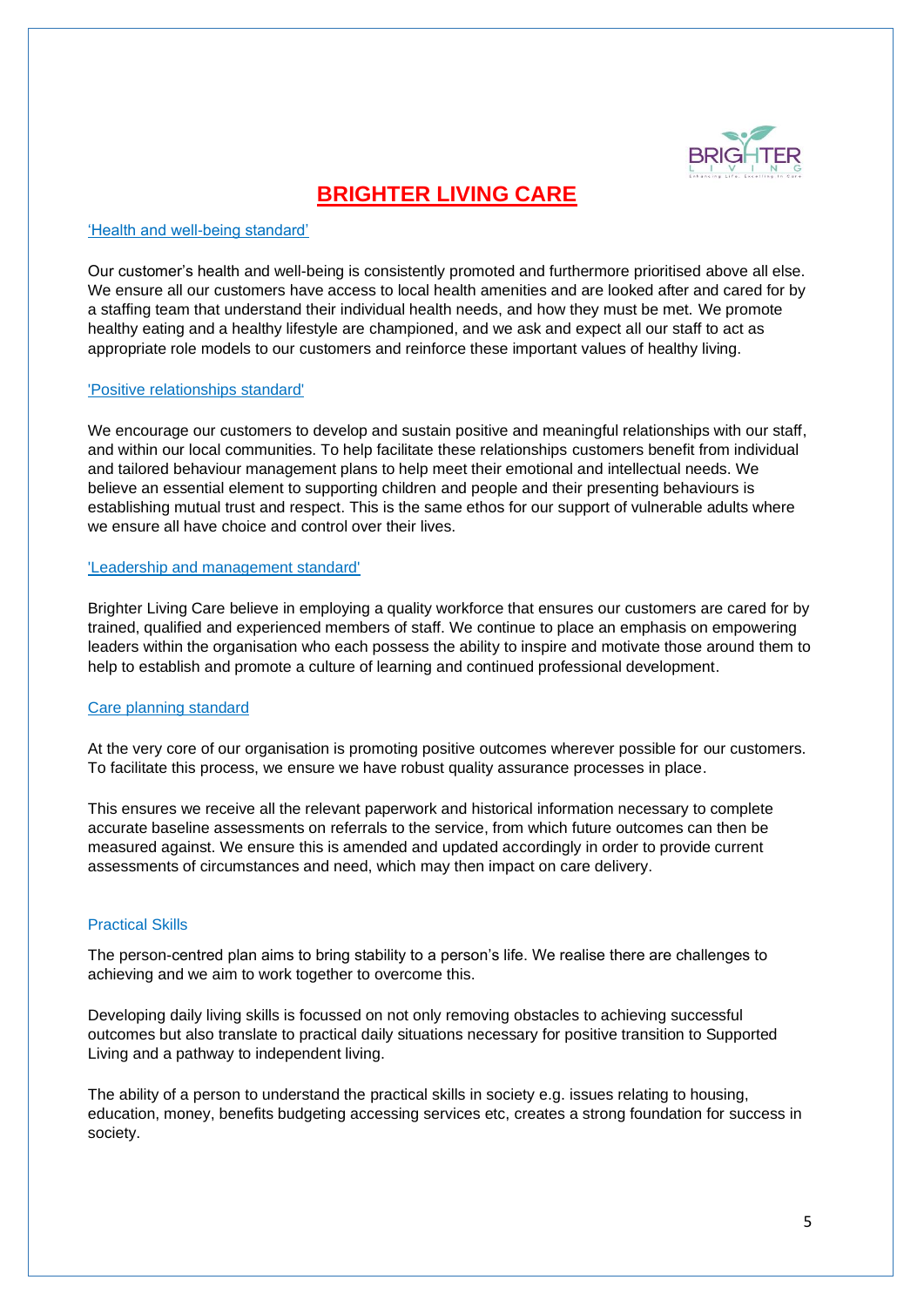# BRIGHTER LIVING CARE

## 'Health and well-being standard'

Our customer's health and well-being is consistently promoted and furthermore prioritised above all else. We ensure all our customers have access to local health amenities and are looked after and cared for by a staffing team that understand their individual health needs, and how they must be met. We promote healthy eating and a healthy lifestyle are championed, and we ask and expect all our staff to act as appropriate role models to our customers and reinforce these important values of healthy living.

## 'Positive relationships standard'

We encourage our customers to develop and sustain positive and meaningful relationships with our staff, and within our local communities. To help facilitate these relationships customers benefit from individual and tailored behaviour management plans to help meet their emotional and intellectual needs. We believe an essential element to supporting children and people and their presenting behaviours is establishing mutual trust and respect. This is the same ethos for our support of vulnerable adults where we ensure all have choice and control over their lives.

## 'Leadership and management standard'

Brighter Living Care believe in employing a quality workforce that ensures our customers are cared for by trained, qualified and experienced members of staff. We continue to place an emphasis on empowering leaders within the organisation who each possess the ability to inspire and motivate those around them to help to establish and promote a culture of learning and continued professional development.

## Care planning standard

At the very core of our organisation is promoting positive outcomes wherever possible for our customers. To facilitate this process, we ensure we have robust quality assurance processes in place.

This ensures we receive all the relevant paperwork and historical information necessary to complete accurate baseline assessments on referrals to the service, from which future outcomes can then be measured against. We ensure this is amended and updated accordingly in order to provide current assessments of circumstances and need, which may then impact on care delivery.

## Practical Skills

The person-centred plan aims to bring stability to a person's life. We realise there are challenges to achieving and we aim to work together to overcome this.

Developing daily living skills is focussed on not only removing obstacles to achieving successful outcomes but also translate to practical daily situations necessary for positive transition to Supported Living and a pathway to independent living.

The ability of a person to understand the practical skills in society e.g. issues relating to housing, education, money, benefits budgeting accessing services etc, creates a strong foundation for success in society.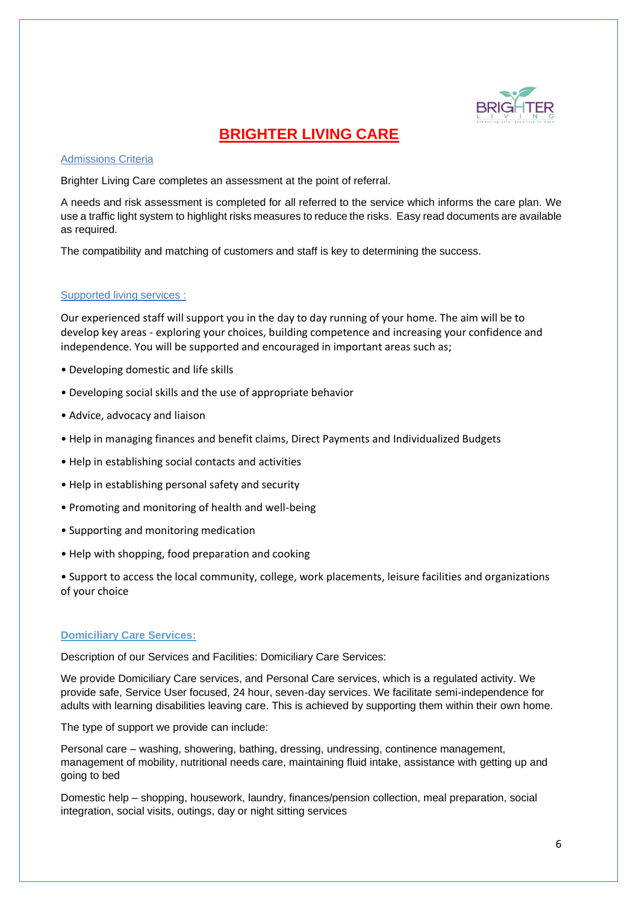# BRIGHTER LIVING CARE

## Admissions Criteria

Brighter Living Care completes an assessment at the point of referral.

A needs and risk assessment is completed for all referred to the service which informs the care plan. We use a traffic light system to highlight risks measures to reduce the risks. Easy read documents are available as required.

The compatibility and matching of customers and staff is key to determining the success.

## Supported living services :

Our experienced staff will support you in the day to day running of your home. The aim will be to develop key areas - exploring your choices, building competence and increasing your confidence and independence. You will be supported and encouraged in important areas such as;

- Developing domestic and life skills
- Developing social skills and the use of appropriate behavior
- Advice, advocacy and liaison
- Help in managing finances and benefit claims, Direct Payments and Individualized Budgets
- Help in establishing social contacts and activities
- Help in establishing personal safety and security
- Promoting and monitoring of health and well-being
- Supporting and monitoring medication
- Help with shopping, food preparation and cooking
- Support to access the local community, college, work placements, leisure facilities and organizations of your choice

## Domiciliary Care Services:

Description of our Services and Facilities: Domiciliary Care Services:

We provide Domiciliary Care services, and Personal Care services, which is a regulated activity. We provide safe, Service User focused, 24 hour, seven-day services. We facilitate semi-independence for adults with learning disabilities leaving care. This is achieved by supporting them within their own home.

The type of support we provide can include:

Personal care – washing, showering, bathing, dressing, undressing, continence management, management of mobility, nutritional needs care, maintaining fluid intake, assistance with getting up and going to bed

Domestic help – shopping, housework, laundry, finances/pension collection, meal preparation, social integration, social visits, outings, day or night sitting services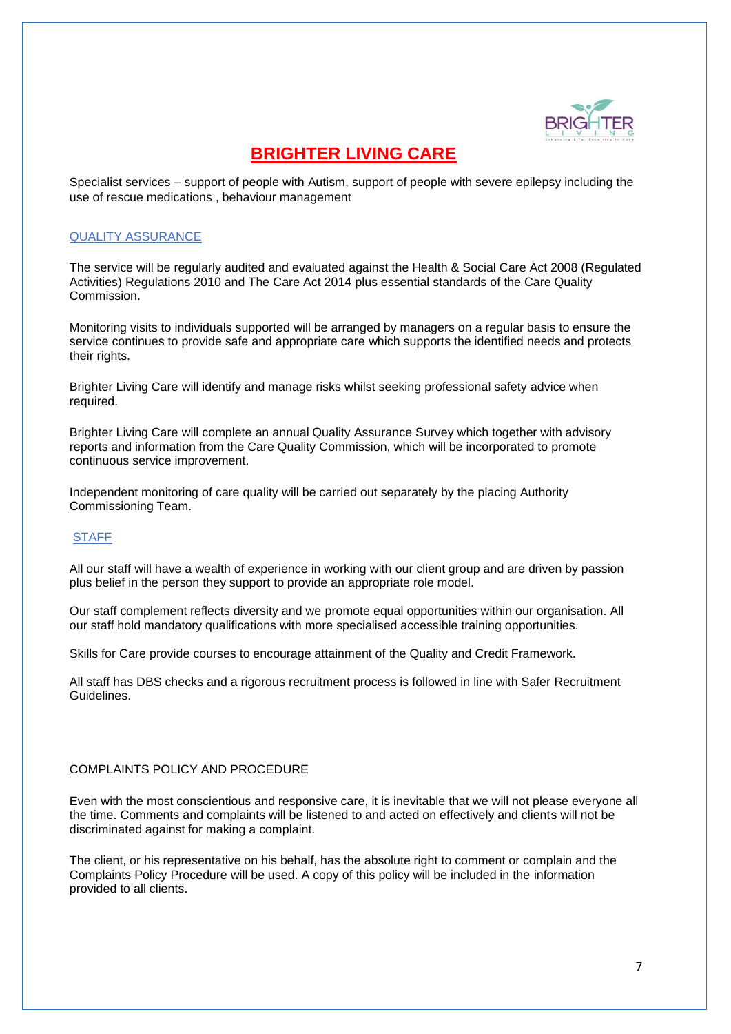# BRIGHTER LIVING CARE

Specialist services – support of people with Autism, support of people with severe epilepsy including the use of rescue medications , behaviour management

## QUALITY ASSURANCE

The service will be regularly audited and evaluated against the Health & Social Care Act 2008 (Regulated Activities) Regulations 2010 and The Care Act 2014 plus essential standards of the Care Quality Commission.

Monitoring visits to individuals supported will be arranged by managers on a regular basis to ensure the service continues to provide safe and appropriate care which supports the identified needs and protects their rights.

Brighter Living Care will identify and manage risks whilst seeking professional safety advice when required.

Brighter Living Care will complete an annual Quality Assurance Survey which together with advisory reports and information from the Care Quality Commission, which will be incorporated to promote continuous service improvement.

Independent monitoring of care quality will be carried out separately by the placing Authority Commissioning Team.

## STAFF

All our staff will have a wealth of experience in working with our client group and are driven by passion plus belief in the person they support to provide an appropriate role model.

Our staff complement reflects diversity and we promote equal opportunities within our organisation. All our staff hold mandatory qualifications with more specialised accessible training opportunities.

Skills for Care provide courses to encourage attainment of the Quality and Credit Framework.

All staff has DBS checks and a rigorous recruitment process is followed in line with Safer Recruitment Guidelines.

## COMPLAINTS POLICY AND PROCEDURE

Even with the most conscientious and responsive care, it is inevitable that we will not please everyone all the time. Comments and complaints will be listened to and acted on effectively and clients will not be discriminated against for making a complaint.

The client, or his representative on his behalf, has the absolute right to comment or complain and the Complaints Policy Procedure will be used. A copy of this policy will be included in the information provided to all clients.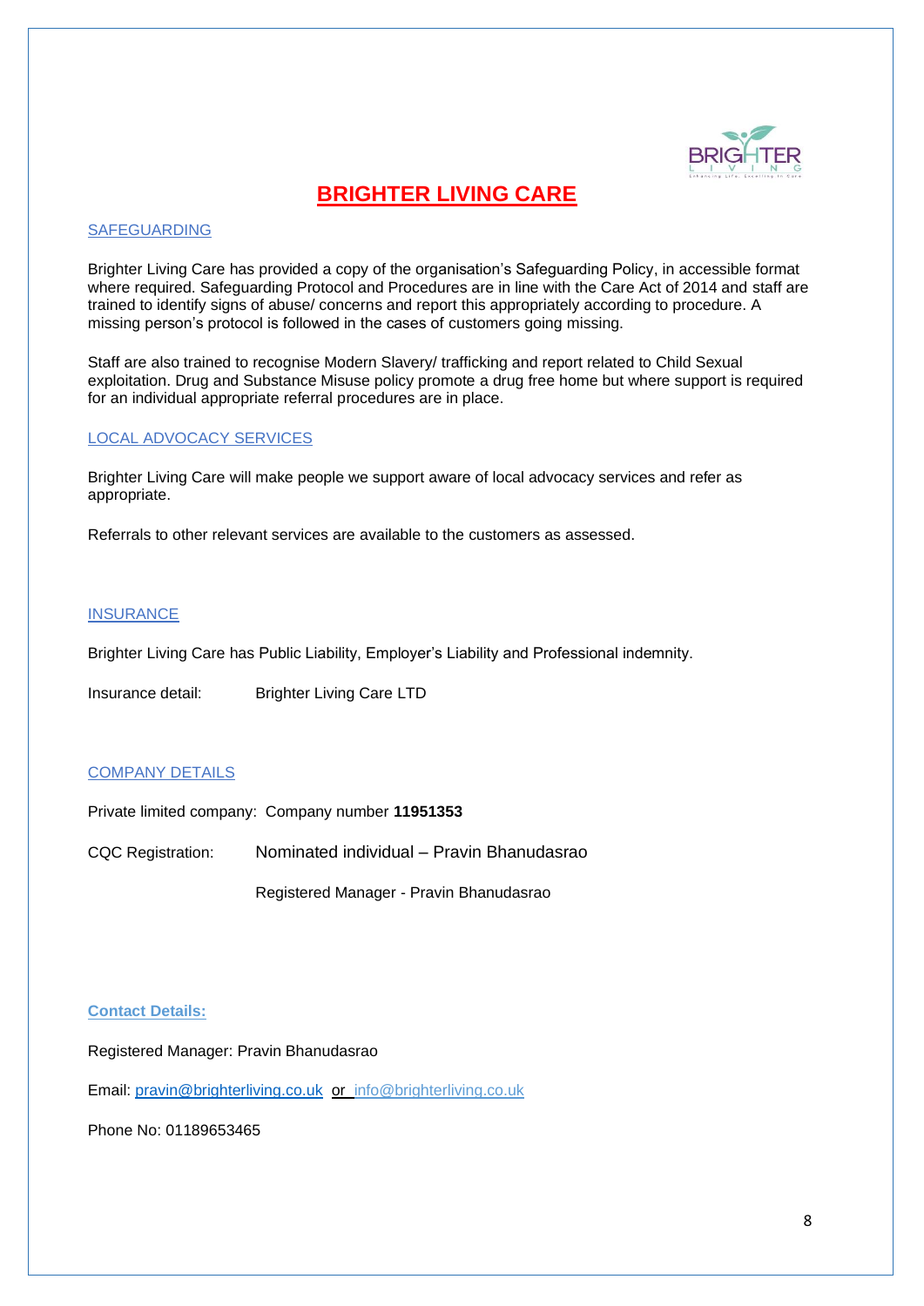# BRIGHTER LIVING CARE

## SAFEGUARDING

Brighter Living Care has provided a copy of the organisation's Safeguarding Policy, in accessible format where required. Safeguarding Protocol and Procedures are in line with the Care Act of 2014 and staff are trained to identify signs of abuse/ concerns and report this appropriately according to procedure. A missing person's protocol is followed in the cases of customers going missing.

Staff are also trained to recognise Modern Slavery/ trafficking and report related to Child Sexual exploitation. Drug and Substance Misuse policy promote a drug free home but where support is required for an individual appropriate referral procedures are in place.

## LOCAL ADVOCACY SERVICES

Brighter Living Care will make people we support aware of local advocacy services and refer as appropriate.

Referrals to other relevant services are available to the customers as assessed.

## INSURANCE

Brighter Living Care has Public Liability, Employer's Liability and Professional indemnity.

Insurance detail: Brighter Living Care LTD

## COMPANY DETAILS

Private limited company: Company number **11951353**

CQC Registration: Nominated individual – Pravin Bhanudasrao

Registered Manager - Pravin Bhanudasrao

## Contact Details:

Registered Manager: Pravin Bhanudasrao

Email: pravin@brighterliving.co.uk or info@brighterliving.co.uk

Phone No: 01189653465